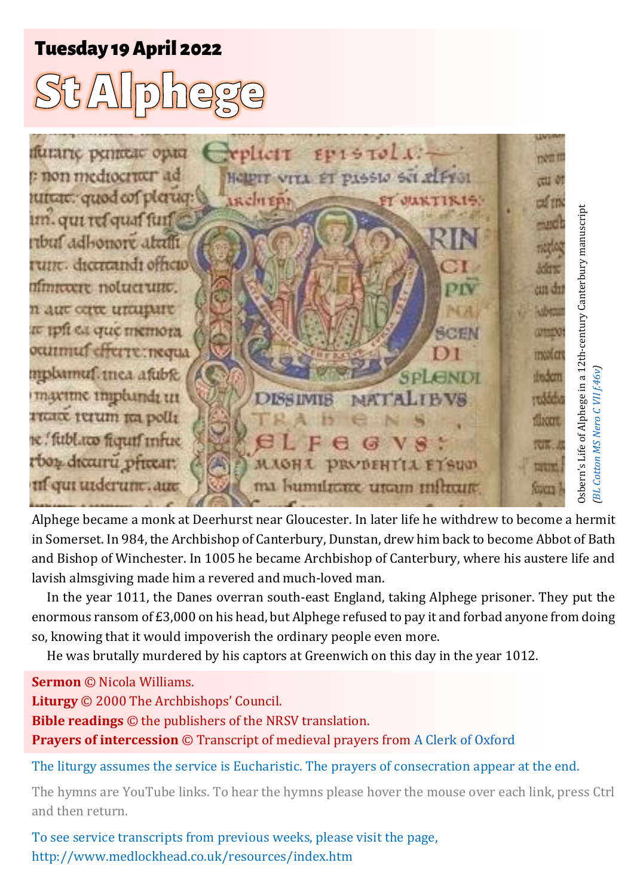Tuesday 19 April 2022

# St Alphege

Osbern's Life of Alphege in a 12th-century Canterbury manuscript
*(BL Cotton MS Nero C VII f.46v)*

Alphege became a monk at Deerhurst near Gloucester. In later life he withdrew to become a hermit in Somerset. In 984, the Archbishop of Canterbury, Dunstan, drew him back to become Abbot of Bath and Bishop of Winchester. In 1005 he became Archbishop of Canterbury, where his austere life and lavish almsgiving made him a revered and much-loved man.

In the year 1011, the Danes overran south-east England, taking Alphege prisoner. They put the enormous ransom of £3,000 on his head, but Alphege refused to pay it and forbad anyone from doing so, knowing that it would impoverish the ordinary people even more.

He was brutally murdered by his captors at Greenwich on this day in the year 1012.

**Sermon** © Nicola Williams.
**Liturgy** © 2000 The Archbishops' Council.
**Bible readings** © the publishers of the NRSV translation.
**Prayers of intercession** © Transcript of medieval prayers from A Clerk of Oxford

The liturgy assumes the service is Eucharistic. The prayers of consecration appear at the end.

The hymns are YouTube links. To hear the hymns please hover the mouse over each link, press Ctrl and then return.

To see service transcripts from previous weeks, please visit the page,
http://www.medlockhead.co.uk/resources/index.htm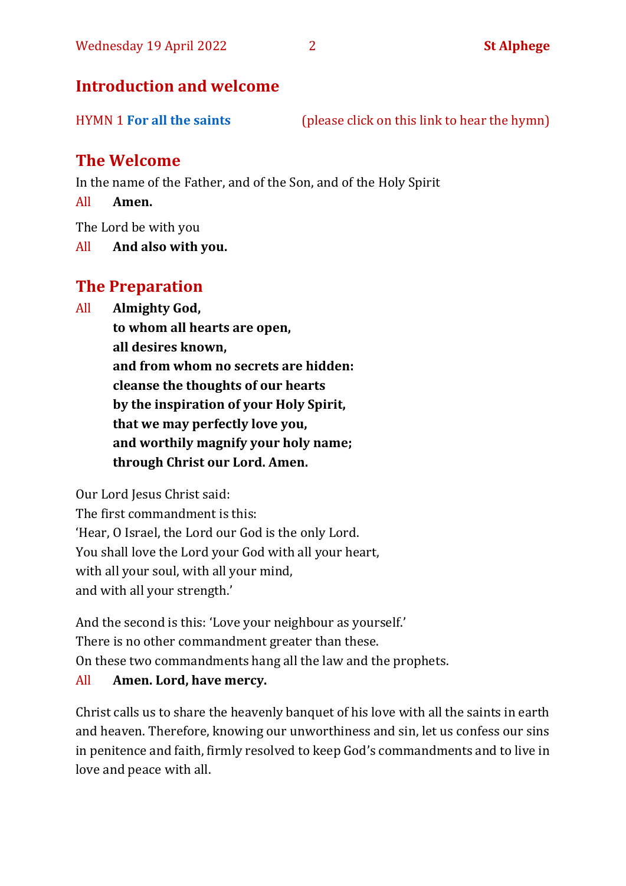## Introduction and welcome

HYMN 1 **For all the saints** (please click on this link to hear the hymn)

## The Welcome

In the name of the Father, and of the Son, and of the Holy Spirit

All **Amen.**

The Lord be with you

All **And also with you.**

## The Preparation

All **Almighty God,**
**to whom all hearts are open,**
**all desires known,**
**and from whom no secrets are hidden:**
**cleanse the thoughts of our hearts**
**by the inspiration of your Holy Spirit,**
**that we may perfectly love you,**
**and worthily magnify your holy name;**
**through Christ our Lord. Amen.**

Our Lord Jesus Christ said:
The first commandment is this:
'Hear, O Israel, the Lord our God is the only Lord.
You shall love the Lord your God with all your heart,
with all your soul, with all your mind,
and with all your strength.'

And the second is this: 'Love your neighbour as yourself.'
There is no other commandment greater than these.
On these two commandments hang all the law and the prophets.

All **Amen. Lord, have mercy.**

Christ calls us to share the heavenly banquet of his love with all the saints in earth and heaven. Therefore, knowing our unworthiness and sin, let us confess our sins in penitence and faith, firmly resolved to keep God's commandments and to live in love and peace with all.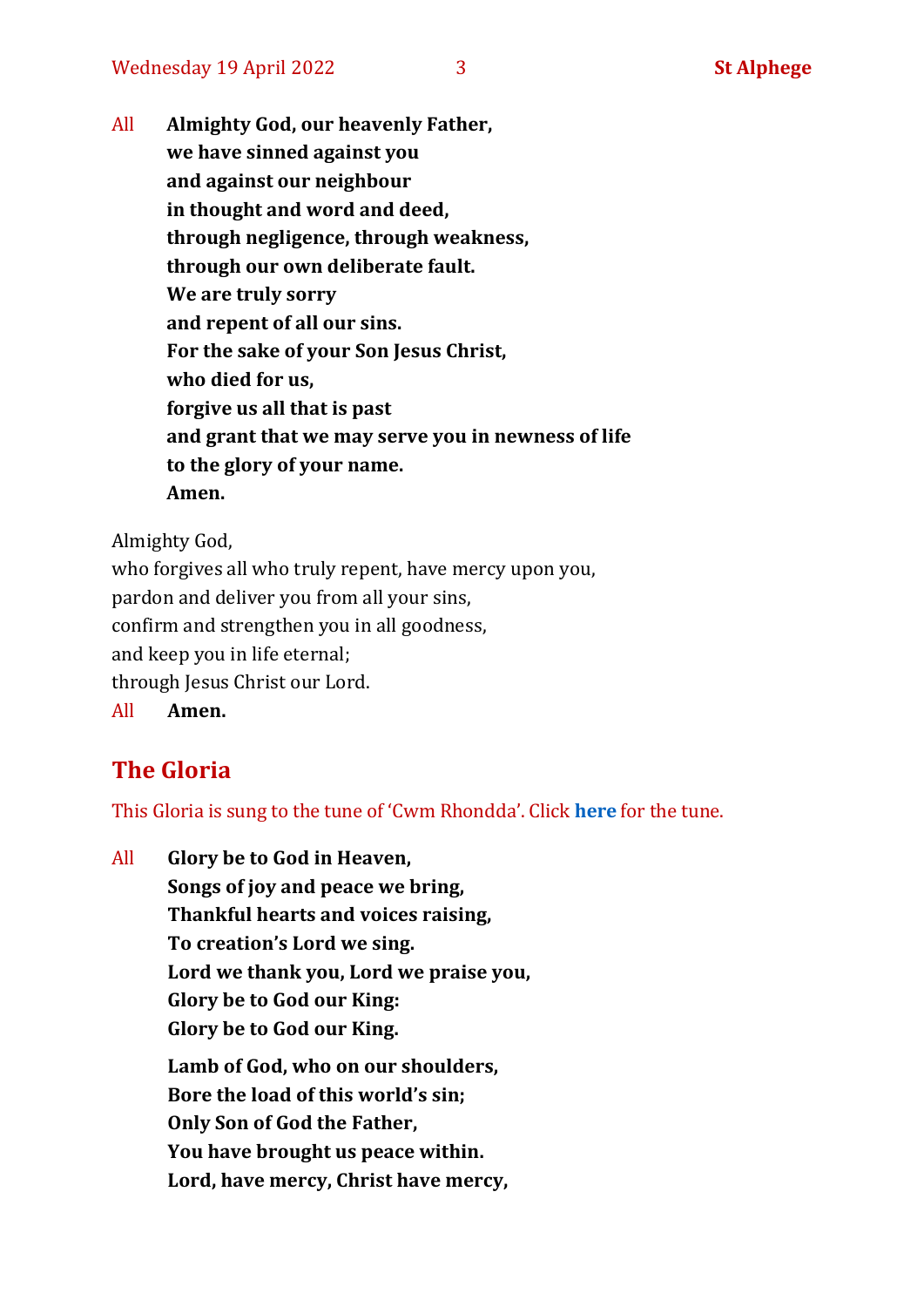All **Almighty God, our heavenly Father,**
**we have sinned against you**
**and against our neighbour**
**in thought and word and deed,**
**through negligence, through weakness,**
**through our own deliberate fault.**
**We are truly sorry**
**and repent of all our sins.**
**For the sake of your Son Jesus Christ,**
**who died for us,**
**forgive us all that is past**
**and grant that we may serve you in newness of life**
**to the glory of your name.**
**Amen.**

Almighty God,
who forgives all who truly repent, have mercy upon you,
pardon and deliver you from all your sins,
confirm and strengthen you in all goodness,
and keep you in life eternal;
through Jesus Christ our Lord.
All **Amen.**

## The Gloria

This Gloria is sung to the tune of 'Cwm Rhondda'. Click **here** for the tune.

All **Glory be to God in Heaven,**
**Songs of joy and peace we bring,**
**Thankful hearts and voices raising,**
**To creation's Lord we sing.**
**Lord we thank you, Lord we praise you,**
**Glory be to God our King:**
**Glory be to God our King.**

**Lamb of God, who on our shoulders,**
**Bore the load of this world's sin;**
**Only Son of God the Father,**
**You have brought us peace within.**
**Lord, have mercy, Christ have mercy,**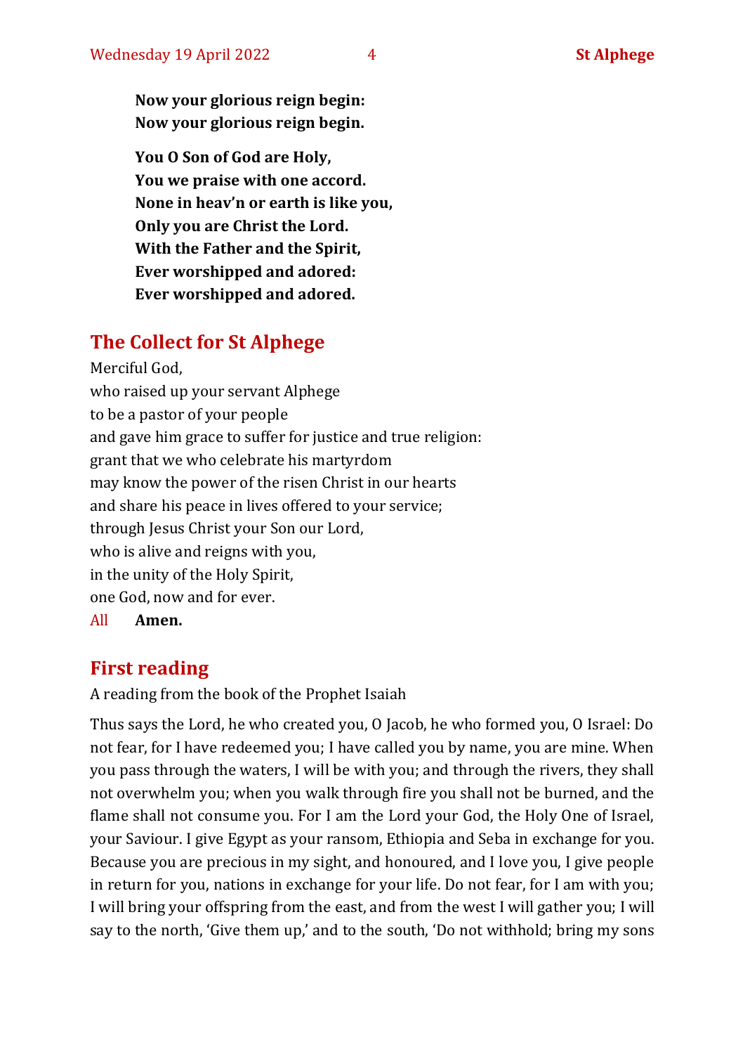**Now your glorious reign begin:**
**Now your glorious reign begin.**

**You O Son of God are Holy,**
**You we praise with one accord.**
**None in heav'n or earth is like you,**
**Only you are Christ the Lord.**
**With the Father and the Spirit,**
**Ever worshipped and adored:**
**Ever worshipped and adored.**

## The Collect for St Alphege

Merciful God,
who raised up your servant Alphege
to be a pastor of your people
and gave him grace to suffer for justice and true religion:
grant that we who celebrate his martyrdom
may know the power of the risen Christ in our hearts
and share his peace in lives offered to your service;
through Jesus Christ your Son our Lord,
who is alive and reigns with you,
in the unity of the Holy Spirit,
one God, now and for ever.

All **Amen.**

## First reading

A reading from the book of the Prophet Isaiah

Thus says the Lord, he who created you, O Jacob, he who formed you, O Israel: Do not fear, for I have redeemed you; I have called you by name, you are mine. When you pass through the waters, I will be with you; and through the rivers, they shall not overwhelm you; when you walk through fire you shall not be burned, and the flame shall not consume you. For I am the Lord your God, the Holy One of Israel, your Saviour. I give Egypt as your ransom, Ethiopia and Seba in exchange for you. Because you are precious in my sight, and honoured, and I love you, I give people in return for you, nations in exchange for your life. Do not fear, for I am with you; I will bring your offspring from the east, and from the west I will gather you; I will say to the north, 'Give them up,' and to the south, 'Do not withhold; bring my sons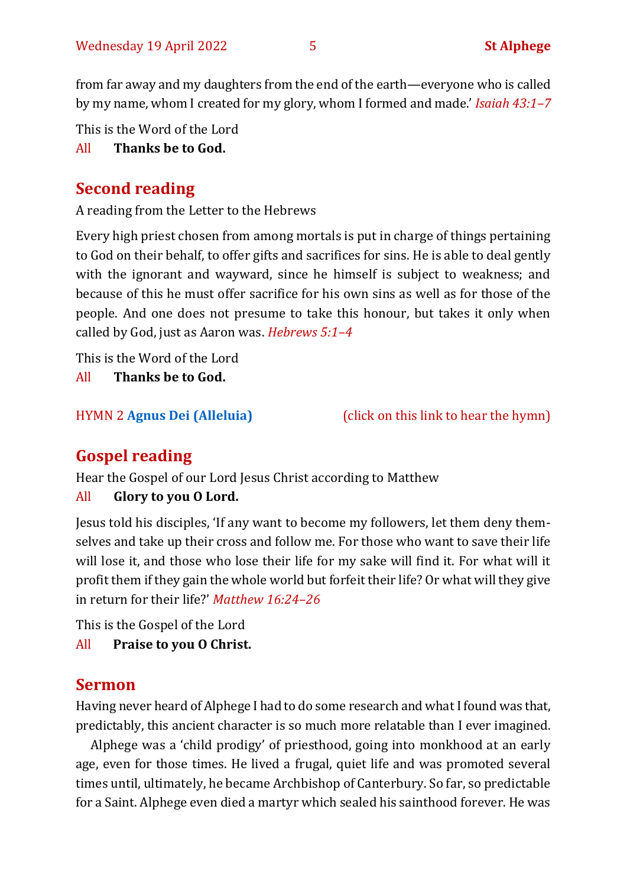from far away and my daughters from the end of the earth—everyone who is called by my name, whom I created for my glory, whom I formed and made.' *Isaiah 43:1–7*

This is the Word of the Lord

All **Thanks be to God.**

## Second reading

A reading from the Letter to the Hebrews

Every high priest chosen from among mortals is put in charge of things pertaining to God on their behalf, to offer gifts and sacrifices for sins. He is able to deal gently with the ignorant and wayward, since he himself is subject to weakness; and because of this he must offer sacrifice for his own sins as well as for those of the people. And one does not presume to take this honour, but takes it only when called by God, just as Aaron was. *Hebrews 5:1–4*

This is the Word of the Lord

All **Thanks be to God.**

HYMN 2 **Agnus Dei (Alleluia)** (click on this link to hear the hymn)

## Gospel reading

Hear the Gospel of our Lord Jesus Christ according to Matthew

All **Glory to you O Lord.**

Jesus told his disciples, 'If any want to become my followers, let them deny themselves and take up their cross and follow me. For those who want to save their life will lose it, and those who lose their life for my sake will find it. For what will it profit them if they gain the whole world but forfeit their life? Or what will they give in return for their life?' *Matthew 16:24–26*

This is the Gospel of the Lord

All **Praise to you O Christ.**

## Sermon

Having never heard of Alphege I had to do some research and what I found was that, predictably, this ancient character is so much more relatable than I ever imagined.

Alphege was a 'child prodigy' of priesthood, going into monkhood at an early age, even for those times. He lived a frugal, quiet life and was promoted several times until, ultimately, he became Archbishop of Canterbury. So far, so predictable for a Saint. Alphege even died a martyr which sealed his sainthood forever. He was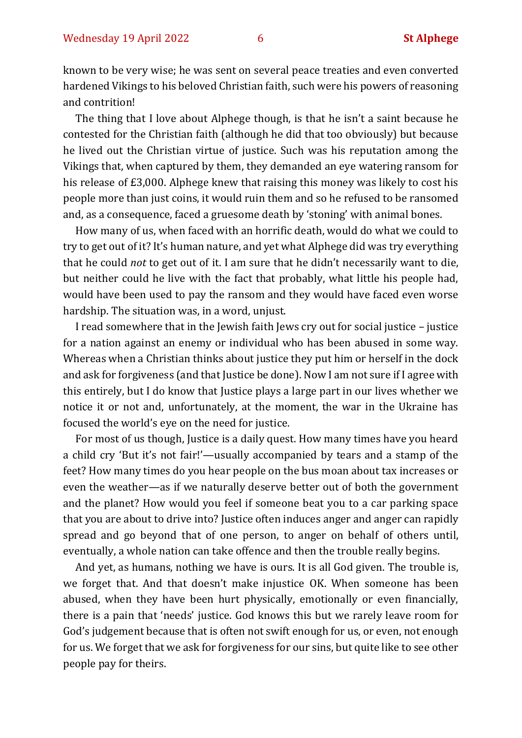known to be very wise; he was sent on several peace treaties and even converted hardened Vikings to his beloved Christian faith, such were his powers of reasoning and contrition!

The thing that I love about Alphege though, is that he isn't a saint because he contested for the Christian faith (although he did that too obviously) but because he lived out the Christian virtue of justice. Such was his reputation among the Vikings that, when captured by them, they demanded an eye watering ransom for his release of £3,000. Alphege knew that raising this money was likely to cost his people more than just coins, it would ruin them and so he refused to be ransomed and, as a consequence, faced a gruesome death by 'stoning' with animal bones.

How many of us, when faced with an horrific death, would do what we could to try to get out of it? It's human nature, and yet what Alphege did was try everything that he could *not* to get out of it. I am sure that he didn't necessarily want to die, but neither could he live with the fact that probably, what little his people had, would have been used to pay the ransom and they would have faced even worse hardship. The situation was, in a word, unjust.

I read somewhere that in the Jewish faith Jews cry out for social justice – justice for a nation against an enemy or individual who has been abused in some way. Whereas when a Christian thinks about justice they put him or herself in the dock and ask for forgiveness (and that Justice be done). Now I am not sure if I agree with this entirely, but I do know that Justice plays a large part in our lives whether we notice it or not and, unfortunately, at the moment, the war in the Ukraine has focused the world's eye on the need for justice.

For most of us though, Justice is a daily quest. How many times have you heard a child cry 'But it's not fair!'—usually accompanied by tears and a stamp of the feet? How many times do you hear people on the bus moan about tax increases or even the weather—as if we naturally deserve better out of both the government and the planet? How would you feel if someone beat you to a car parking space that you are about to drive into? Justice often induces anger and anger can rapidly spread and go beyond that of one person, to anger on behalf of others until, eventually, a whole nation can take offence and then the trouble really begins.

And yet, as humans, nothing we have is ours. It is all God given. The trouble is, we forget that. And that doesn't make injustice OK. When someone has been abused, when they have been hurt physically, emotionally or even financially, there is a pain that 'needs' justice. God knows this but we rarely leave room for God's judgement because that is often not swift enough for us, or even, not enough for us. We forget that we ask for forgiveness for our sins, but quite like to see other people pay for theirs.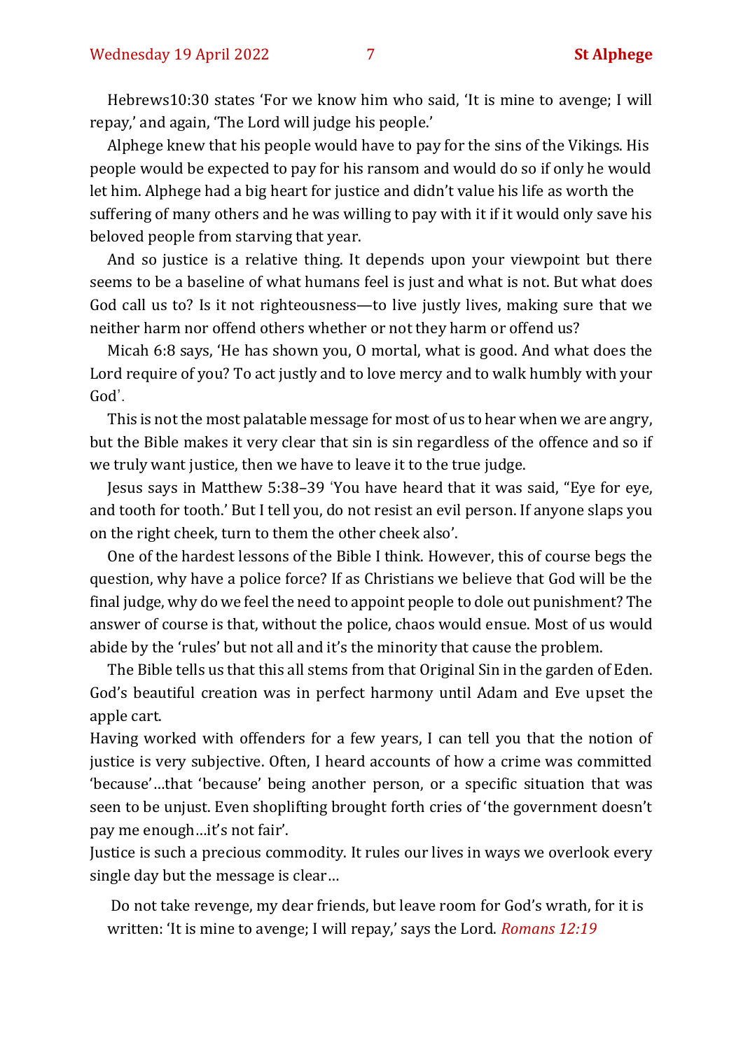Hebrews10:30 states 'For we know him who said, 'It is mine to avenge; I will repay,' and again, 'The Lord will judge his people.'

Alphege knew that his people would have to pay for the sins of the Vikings. His people would be expected to pay for his ransom and would do so if only he would let him. Alphege had a big heart for justice and didn't value his life as worth the suffering of many others and he was willing to pay with it if it would only save his beloved people from starving that year.

And so justice is a relative thing. It depends upon your viewpoint but there seems to be a baseline of what humans feel is just and what is not. But what does God call us to? Is it not righteousness—to live justly lives, making sure that we neither harm nor offend others whether or not they harm or offend us?

Micah 6:8 says, 'He has shown you, O mortal, what is good. And what does the Lord require of you? To act justly and to love mercy and to walk humbly with your God'.

This is not the most palatable message for most of us to hear when we are angry, but the Bible makes it very clear that sin is sin regardless of the offence and so if we truly want justice, then we have to leave it to the true judge.

Jesus says in Matthew 5:38–39 'You have heard that it was said, "Eye for eye, and tooth for tooth.' But I tell you, do not resist an evil person. If anyone slaps you on the right cheek, turn to them the other cheek also'.

One of the hardest lessons of the Bible I think. However, this of course begs the question, why have a police force? If as Christians we believe that God will be the final judge, why do we feel the need to appoint people to dole out punishment? The answer of course is that, without the police, chaos would ensue. Most of us would abide by the 'rules' but not all and it's the minority that cause the problem.

The Bible tells us that this all stems from that Original Sin in the garden of Eden. God's beautiful creation was in perfect harmony until Adam and Eve upset the apple cart.

Having worked with offenders for a few years, I can tell you that the notion of justice is very subjective. Often, I heard accounts of how a crime was committed 'because'…that 'because' being another person, or a specific situation that was seen to be unjust. Even shoplifting brought forth cries of 'the government doesn't pay me enough…it's not fair'.

Justice is such a precious commodity. It rules our lives in ways we overlook every single day but the message is clear…

Do not take revenge, my dear friends, but leave room for God's wrath, for it is written: 'It is mine to avenge; I will repay,' says the Lord. *Romans 12:19*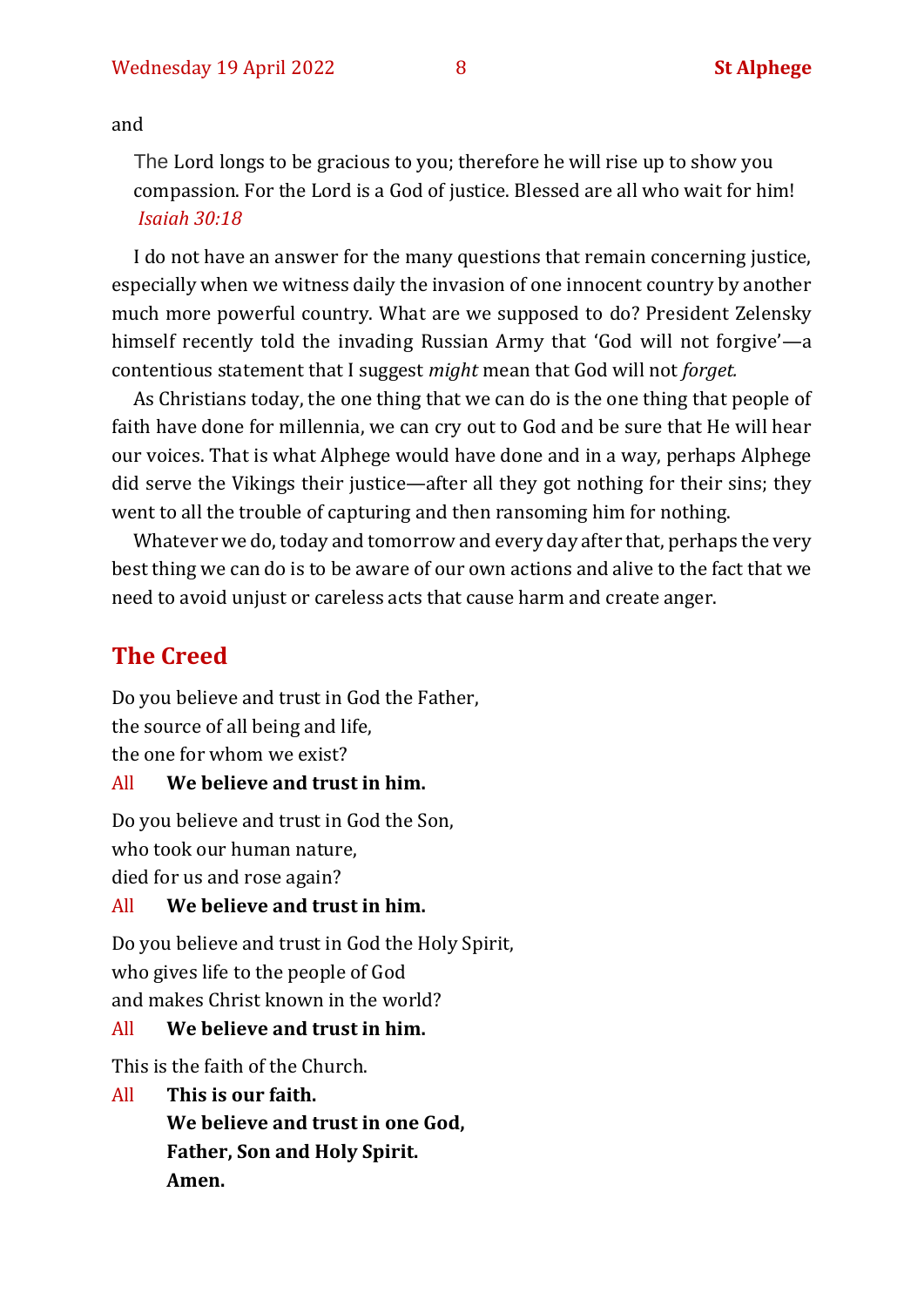and

> The Lord longs to be gracious to you; therefore he will rise up to show you compassion. For the Lord is a God of justice. Blessed are all who wait for him! *Isaiah 30:18*

I do not have an answer for the many questions that remain concerning justice, especially when we witness daily the invasion of one innocent country by another much more powerful country. What are we supposed to do? President Zelensky himself recently told the invading Russian Army that 'God will not forgive'—a contentious statement that I suggest *might* mean that God will not *forget.*

As Christians today, the one thing that we can do is the one thing that people of faith have done for millennia, we can cry out to God and be sure that He will hear our voices. That is what Alphege would have done and in a way, perhaps Alphege did serve the Vikings their justice—after all they got nothing for their sins; they went to all the trouble of capturing and then ransoming him for nothing.

Whatever we do, today and tomorrow and every day after that, perhaps the very best thing we can do is to be aware of our own actions and alive to the fact that we need to avoid unjust or careless acts that cause harm and create anger.

## The Creed

Do you believe and trust in God the Father,
the source of all being and life,
the one for whom we exist?

All **We believe and trust in him.**

Do you believe and trust in God the Son,
who took our human nature,
died for us and rose again?

All **We believe and trust in him.**

Do you believe and trust in God the Holy Spirit,
who gives life to the people of God
and makes Christ known in the world?

All **We believe and trust in him.**

This is the faith of the Church.

All **This is our faith.**
**We believe and trust in one God,**
**Father, Son and Holy Spirit.**
**Amen.**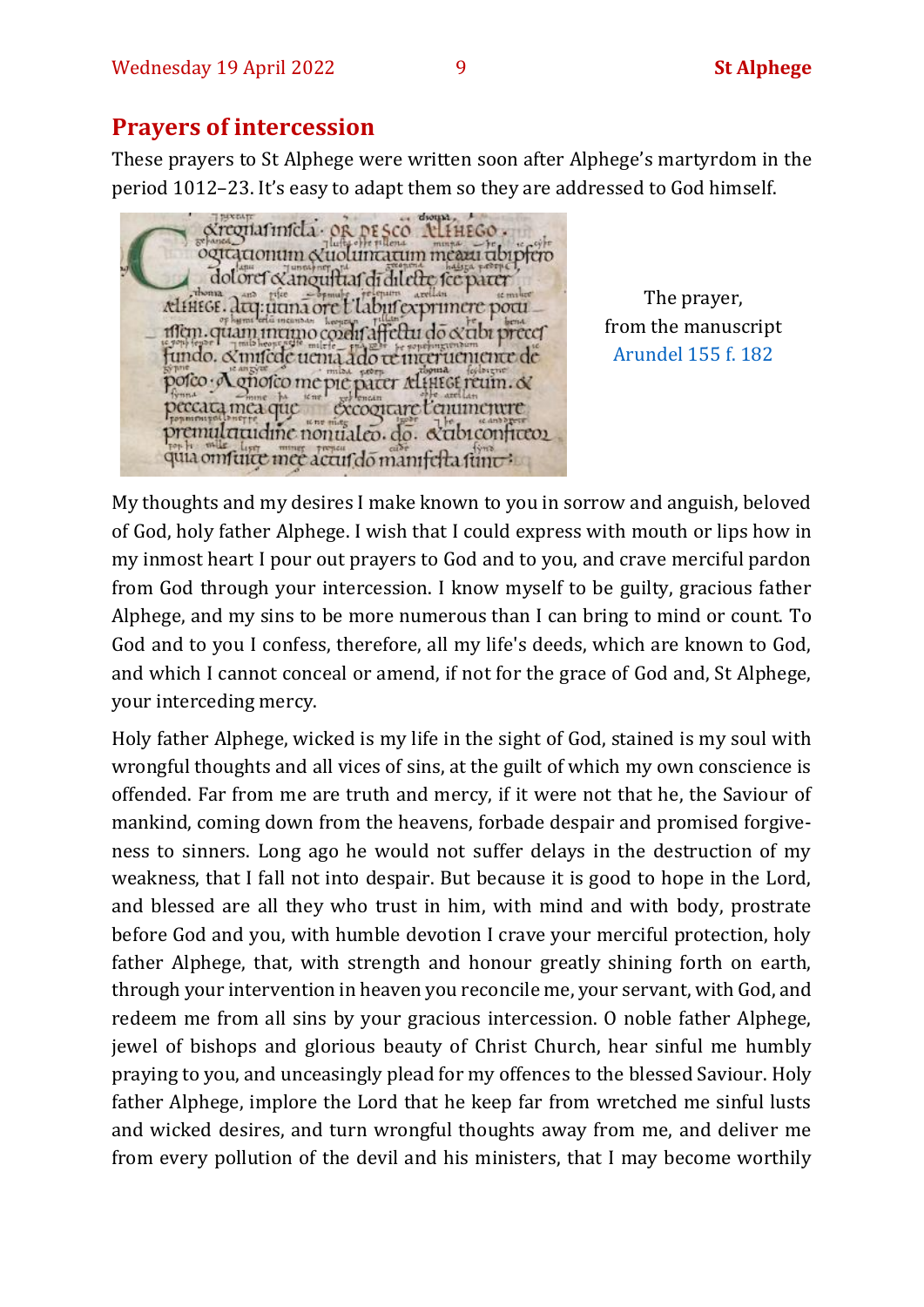## Prayers of intercession

These prayers to St Alphege were written soon after Alphege's martyrdom in the period 1012–23. It's easy to adapt them so they are addressed to God himself.

The prayer, from the manuscript Arundel 155 f. 182

My thoughts and my desires I make known to you in sorrow and anguish, beloved of God, holy father Alphege. I wish that I could express with mouth or lips how in my inmost heart I pour out prayers to God and to you, and crave merciful pardon from God through your intercession. I know myself to be guilty, gracious father Alphege, and my sins to be more numerous than I can bring to mind or count. To God and to you I confess, therefore, all my life's deeds, which are known to God, and which I cannot conceal or amend, if not for the grace of God and, St Alphege, your interceding mercy.

Holy father Alphege, wicked is my life in the sight of God, stained is my soul with wrongful thoughts and all vices of sins, at the guilt of which my own conscience is offended. Far from me are truth and mercy, if it were not that he, the Saviour of mankind, coming down from the heavens, forbade despair and promised forgiveness to sinners. Long ago he would not suffer delays in the destruction of my weakness, that I fall not into despair. But because it is good to hope in the Lord, and blessed are all they who trust in him, with mind and with body, prostrate before God and you, with humble devotion I crave your merciful protection, holy father Alphege, that, with strength and honour greatly shining forth on earth, through your intervention in heaven you reconcile me, your servant, with God, and redeem me from all sins by your gracious intercession. O noble father Alphege, jewel of bishops and glorious beauty of Christ Church, hear sinful me humbly praying to you, and unceasingly plead for my offences to the blessed Saviour. Holy father Alphege, implore the Lord that he keep far from wretched me sinful lusts and wicked desires, and turn wrongful thoughts away from me, and deliver me from every pollution of the devil and his ministers, that I may become worthily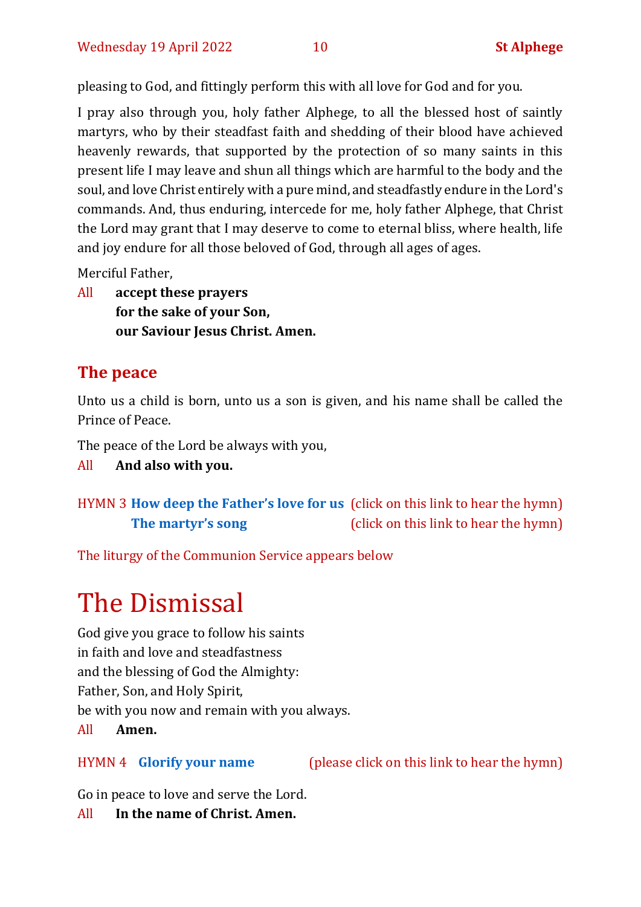pleasing to God, and fittingly perform this with all love for God and for you.

I pray also through you, holy father Alphege, to all the blessed host of saintly martyrs, who by their steadfast faith and shedding of their blood have achieved heavenly rewards, that supported by the protection of so many saints in this present life I may leave and shun all things which are harmful to the body and the soul, and love Christ entirely with a pure mind, and steadfastly endure in the Lord's commands. And, thus enduring, intercede for me, holy father Alphege, that Christ the Lord may grant that I may deserve to come to eternal bliss, where health, life and joy endure for all those beloved of God, through all ages of ages.

Merciful Father,

All **accept these prayers**
**for the sake of your Son,**
**our Saviour Jesus Christ. Amen.**

## The peace

Unto us a child is born, unto us a son is given, and his name shall be called the Prince of Peace.

The peace of the Lord be always with you,

All **And also with you.**

HYMN 3 **How deep the Father's love for us** (click on this link to hear the hymn)
**The martyr's song** (click on this link to hear the hymn)

The liturgy of the Communion Service appears below

# The Dismissal

God give you grace to follow his saints
in faith and love and steadfastness
and the blessing of God the Almighty:
Father, Son, and Holy Spirit,
be with you now and remain with you always.

All **Amen.**

HYMN 4 **Glorify your name** (please click on this link to hear the hymn)

Go in peace to love and serve the Lord.

All **In the name of Christ. Amen.**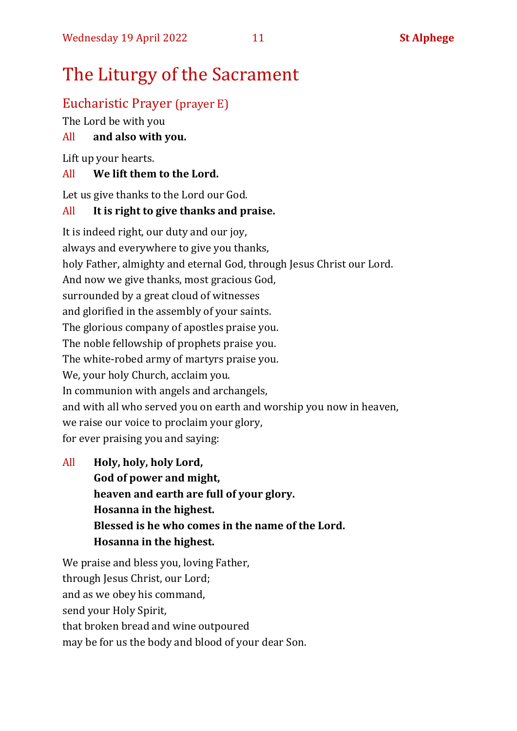# The Liturgy of the Sacrament

## Eucharistic Prayer (prayer E)

The Lord be with you

All **and also with you.**

Lift up your hearts.

All **We lift them to the Lord.**

Let us give thanks to the Lord our God.

All **It is right to give thanks and praise.**

It is indeed right, our duty and our joy,
always and everywhere to give you thanks,
holy Father, almighty and eternal God, through Jesus Christ our Lord.
And now we give thanks, most gracious God,
surrounded by a great cloud of witnesses
and glorified in the assembly of your saints.
The glorious company of apostles praise you.
The noble fellowship of prophets praise you.
The white-robed army of martyrs praise you.
We, your holy Church, acclaim you.
In communion with angels and archangels,
and with all who served you on earth and worship you now in heaven,
we raise our voice to proclaim your glory,
for ever praising you and saying:

All **Holy, holy, holy Lord,**
**God of power and might,**
**heaven and earth are full of your glory.**
**Hosanna in the highest.**
**Blessed is he who comes in the name of the Lord.**
**Hosanna in the highest.**

We praise and bless you, loving Father,
through Jesus Christ, our Lord;
and as we obey his command,
send your Holy Spirit,
that broken bread and wine outpoured
may be for us the body and blood of your dear Son.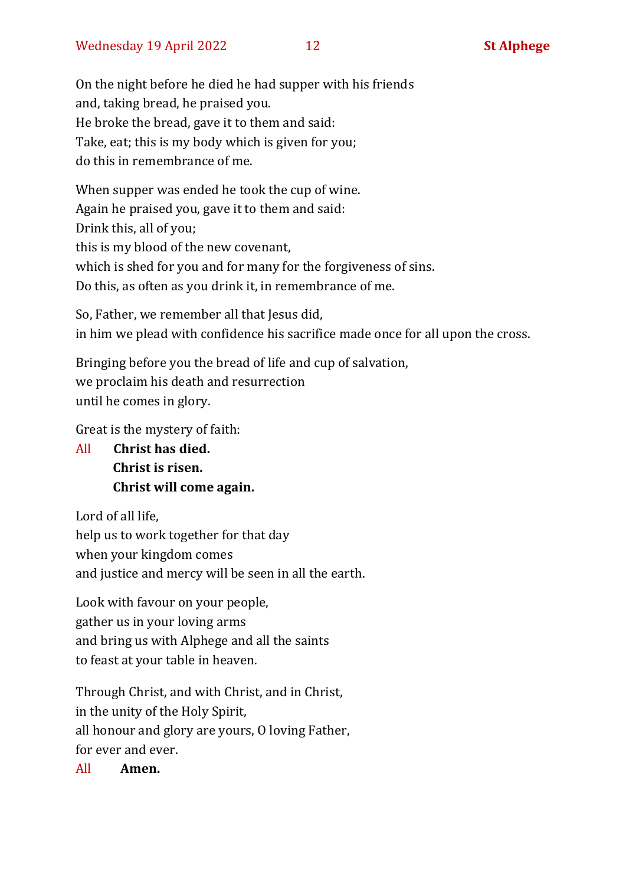On the night before he died he had supper with his friends
and, taking bread, he praised you.
He broke the bread, gave it to them and said:
Take, eat; this is my body which is given for you;
do this in remembrance of me.

When supper was ended he took the cup of wine.
Again he praised you, gave it to them and said:
Drink this, all of you;
this is my blood of the new covenant,
which is shed for you and for many for the forgiveness of sins.
Do this, as often as you drink it, in remembrance of me.

So, Father, we remember all that Jesus did,
in him we plead with confidence his sacrifice made once for all upon the cross.

Bringing before you the bread of life and cup of salvation,
we proclaim his death and resurrection
until he comes in glory.

Great is the mystery of faith:

All **Christ has died.**
**Christ is risen.**
**Christ will come again.**

Lord of all life,
help us to work together for that day
when your kingdom comes
and justice and mercy will be seen in all the earth.

Look with favour on your people,
gather us in your loving arms
and bring us with Alphege and all the saints
to feast at your table in heaven.

Through Christ, and with Christ, and in Christ,
in the unity of the Holy Spirit,
all honour and glory are yours, O loving Father,
for ever and ever.

All **Amen.**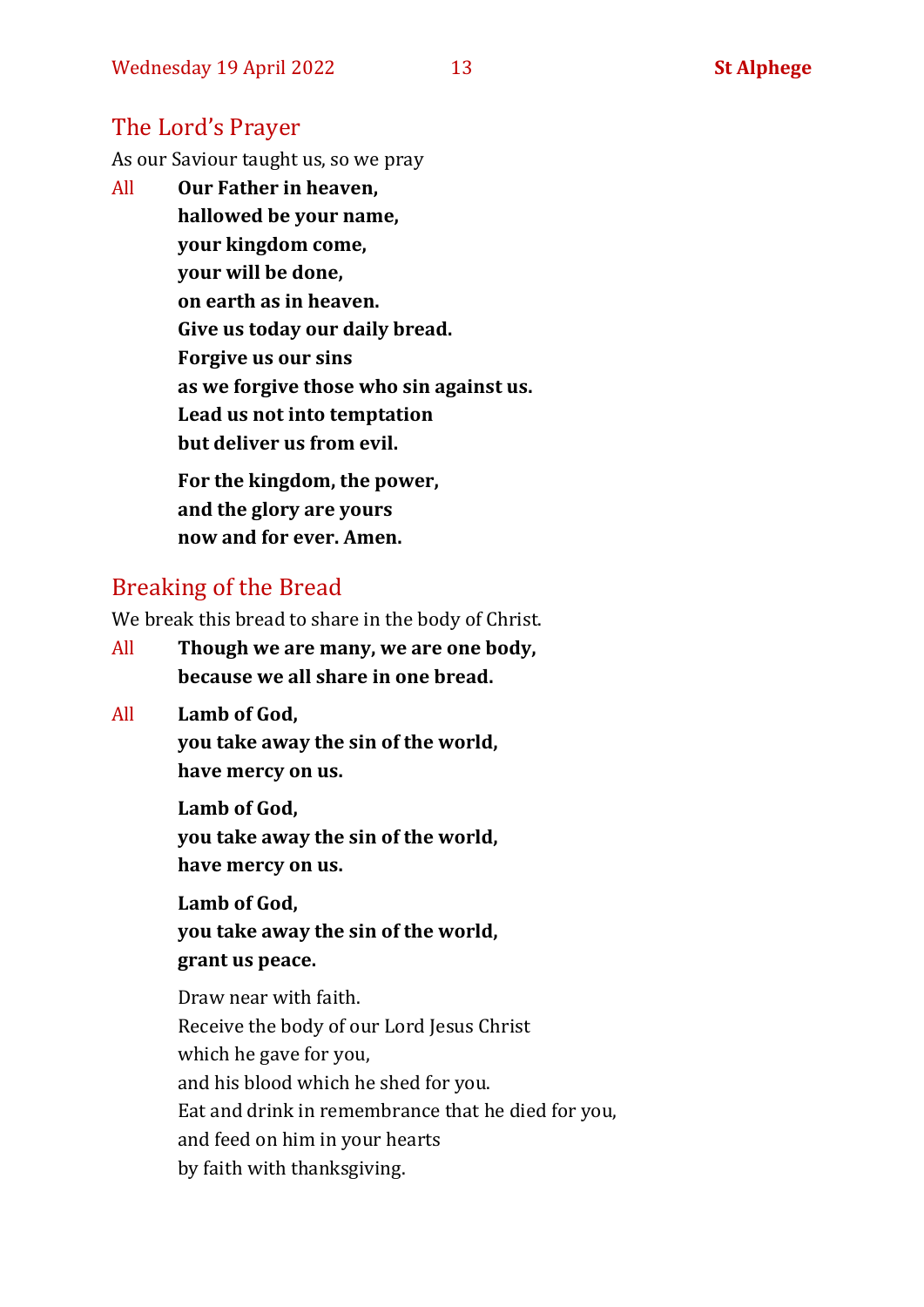## The Lord's Prayer

As our Saviour taught us, so we pray

All **Our Father in heaven,**
**hallowed be your name,**
**your kingdom come,**
**your will be done,**
**on earth as in heaven.**
**Give us today our daily bread.**
**Forgive us our sins**
**as we forgive those who sin against us.**
**Lead us not into temptation**
**but deliver us from evil.**

**For the kingdom, the power,**
**and the glory are yours**
**now and for ever. Amen.**

## Breaking of the Bread

We break this bread to share in the body of Christ.

All **Though we are many, we are one body,**
**because we all share in one bread.**

All **Lamb of God,**
**you take away the sin of the world,**
**have mercy on us.**

**Lamb of God,**
**you take away the sin of the world,**
**have mercy on us.**

**Lamb of God,**
**you take away the sin of the world,**
**grant us peace.**

Draw near with faith.
Receive the body of our Lord Jesus Christ
which he gave for you,
and his blood which he shed for you.
Eat and drink in remembrance that he died for you,
and feed on him in your hearts
by faith with thanksgiving.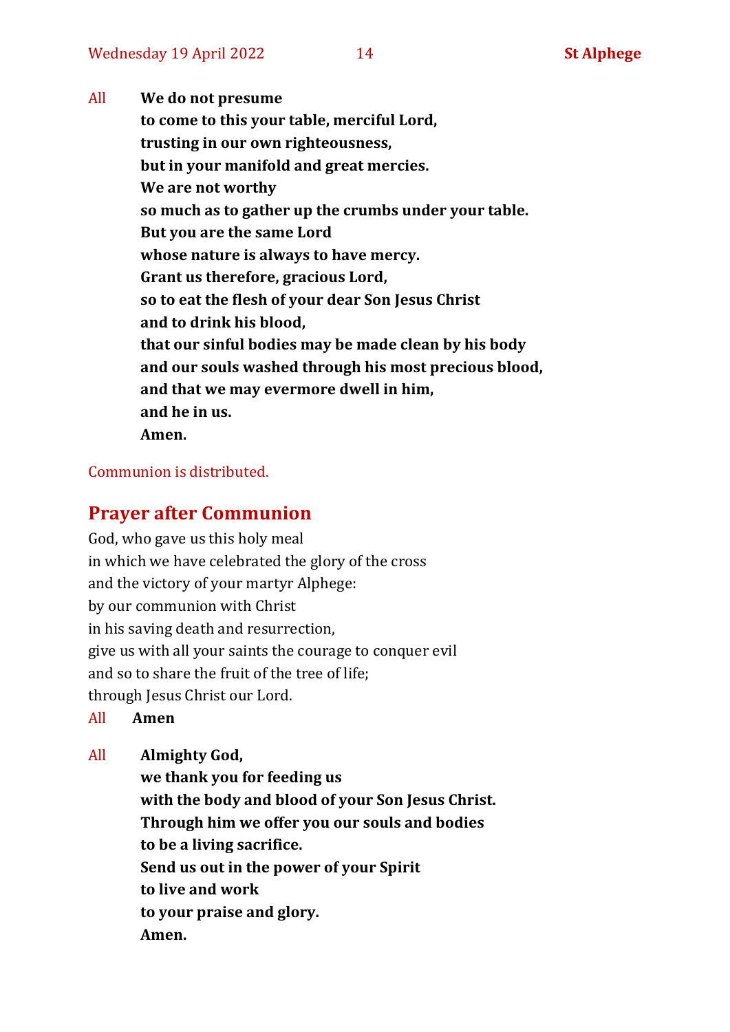All **We do not presume**
**to come to this your table, merciful Lord,**
**trusting in our own righteousness,**
**but in your manifold and great mercies.**
**We are not worthy**
**so much as to gather up the crumbs under your table.**
**But you are the same Lord**
**whose nature is always to have mercy.**
**Grant us therefore, gracious Lord,**
**so to eat the flesh of your dear Son Jesus Christ**
**and to drink his blood,**
**that our sinful bodies may be made clean by his body**
**and our souls washed through his most precious blood,**
**and that we may evermore dwell in him,**
**and he in us.**
**Amen.**

Communion is distributed.

## Prayer after Communion

God, who gave us this holy meal
in which we have celebrated the glory of the cross
and the victory of your martyr Alphege:
by our communion with Christ
in his saving death and resurrection,
give us with all your saints the courage to conquer evil
and so to share the fruit of the tree of life;
through Jesus Christ our Lord.

All **Amen**

All **Almighty God,**
**we thank you for feeding us**
**with the body and blood of your Son Jesus Christ.**
**Through him we offer you our souls and bodies**
**to be a living sacrifice.**
**Send us out in the power of your Spirit**
**to live and work**
**to your praise and glory.**
**Amen.**